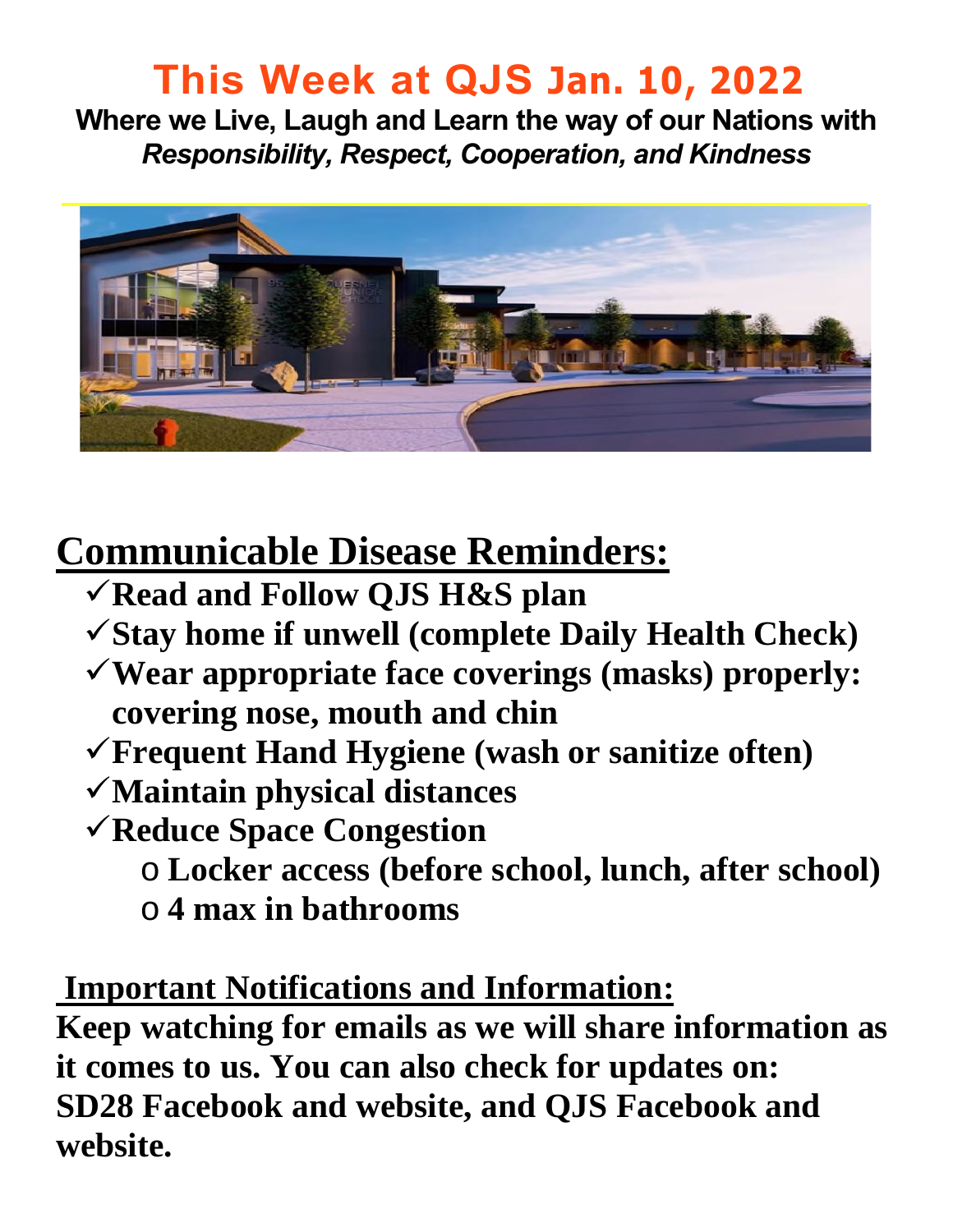# This Week at QJS Jan. 10, 2022

**Where we Live, Laugh and Learn the way of our Nations with** ***Responsibility, Respect, Cooperation, and Kindness***

## Communicable Disease Reminders:

- ✓**Read and Follow QJS H&S plan**
- ✓**Stay home if unwell (complete Daily Health Check)**
- ✓**Wear appropriate face coverings (masks) properly: covering nose, mouth and chin**
- ✓**Frequent Hand Hygiene (wash or sanitize often)**
- ✓**Maintain physical distances**
- ✓**Reduce Space Congestion**
  - **Locker access (before school, lunch, after school)**
  - **4 max in bathrooms**

## Important Notifications and Information:

**Keep watching for emails as we will share information as it comes to us. You can also check for updates on: SD28 Facebook and website, and QJS Facebook and website.**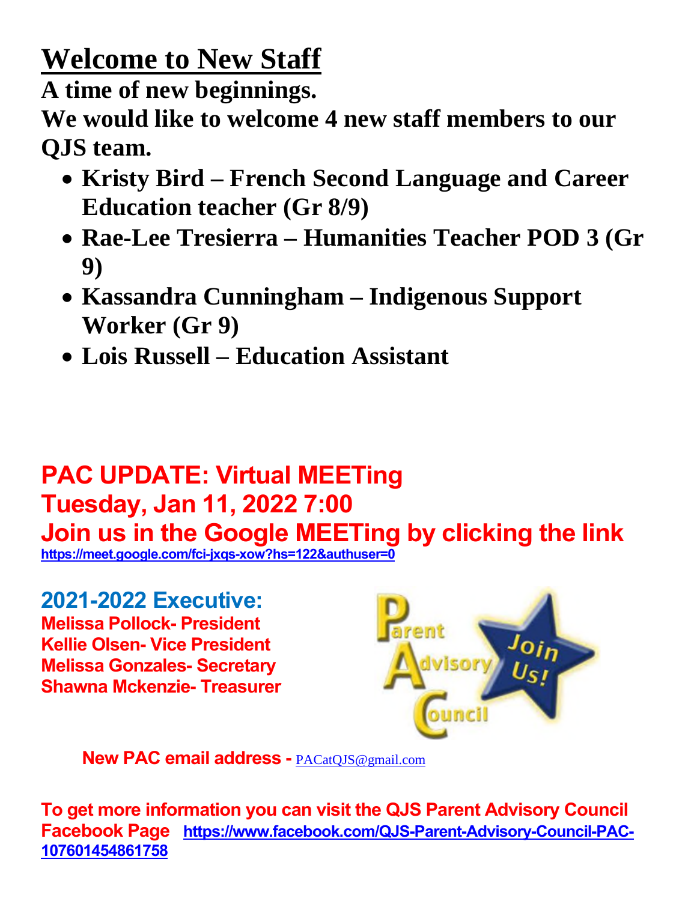# Welcome to New Staff

**A time of new beginnings.**

**We would like to welcome 4 new staff members to our QJS team.**

- **Kristy Bird – French Second Language and Career Education teacher (Gr 8/9)**
- **Rae-Lee Tresierra – Humanities Teacher POD 3 (Gr 9)**
- **Kassandra Cunningham – Indigenous Support Worker (Gr 9)**
- **Lois Russell – Education Assistant**

## PAC UPDATE: Virtual MEETing

## Tuesday, Jan 11, 2022 7:00

## Join us in the Google MEETing by clicking the link

**https://meet.google.com/fci-jxqs-xow?hs=122&authuser=0**

### 2021-2022 Executive:

**Melissa Pollock- President**
**Kellie Olsen- Vice President**
**Melissa Gonzales- Secretary**
**Shawna Mckenzie- Treasurer**

**New PAC email address -** PACatQJS@gmail.com

**To get more information you can visit the QJS Parent Advisory Council Facebook Page** **https://www.facebook.com/QJS-Parent-Advisory-Council-PAC-107601454861758**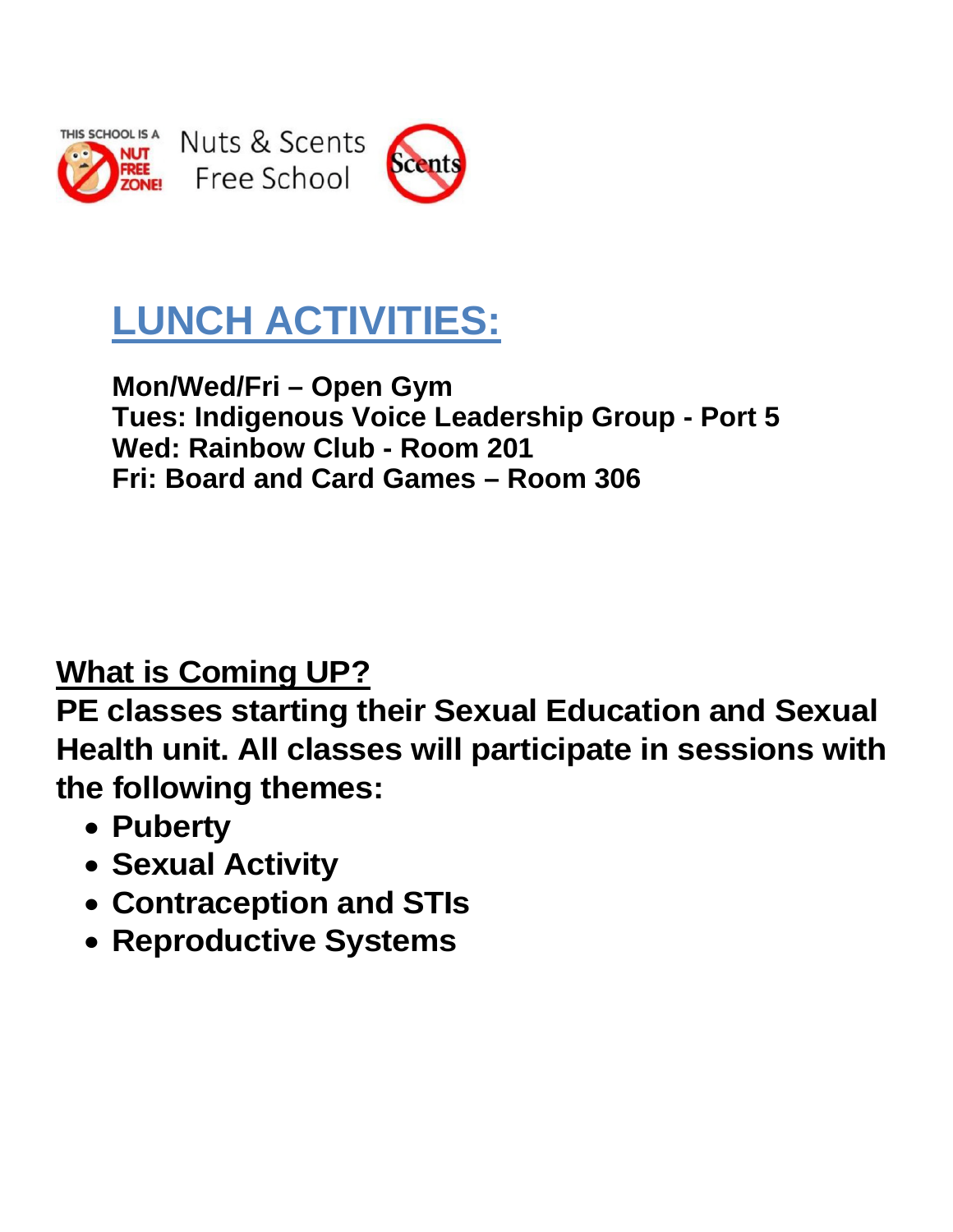Nuts & Scents Free School

# LUNCH ACTIVITIES:

**Mon/Wed/Fri – Open Gym**
**Tues: Indigenous Voice Leadership Group - Port 5**
**Wed: Rainbow Club - Room 201**
**Fri: Board and Card Games – Room 306**

## What is Coming UP?

**PE classes starting their Sexual Education and Sexual Health unit. All classes will participate in sessions with the following themes:**

- **Puberty**
- **Sexual Activity**
- **Contraception and STIs**
- **Reproductive Systems**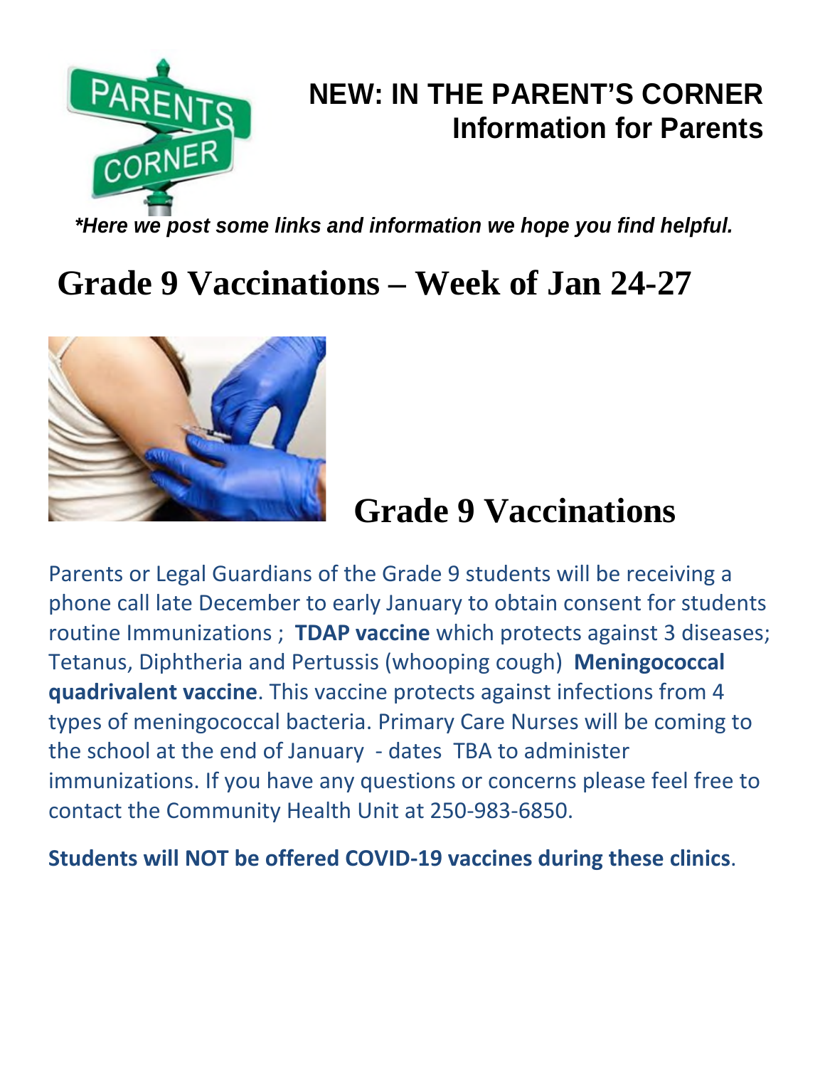## NEW: IN THE PARENT'S CORNER
## Information for Parents

***Here we post some links and information we hope you find helpful.***

# Grade 9 Vaccinations – Week of Jan 24-27

## Grade 9 Vaccinations

Parents or Legal Guardians of the Grade 9 students will be receiving a phone call late December to early January to obtain consent for students routine Immunizations ; **TDAP vaccine** which protects against 3 diseases; Tetanus, Diphtheria and Pertussis (whooping cough) **Meningococcal quadrivalent vaccine**. This vaccine protects against infections from 4 types of meningococcal bacteria. Primary Care Nurses will be coming to the school at the end of January - dates TBA to administer immunizations. If you have any questions or concerns please feel free to contact the Community Health Unit at 250-983-6850.

**Students will NOT be offered COVID-19 vaccines during these clinics**.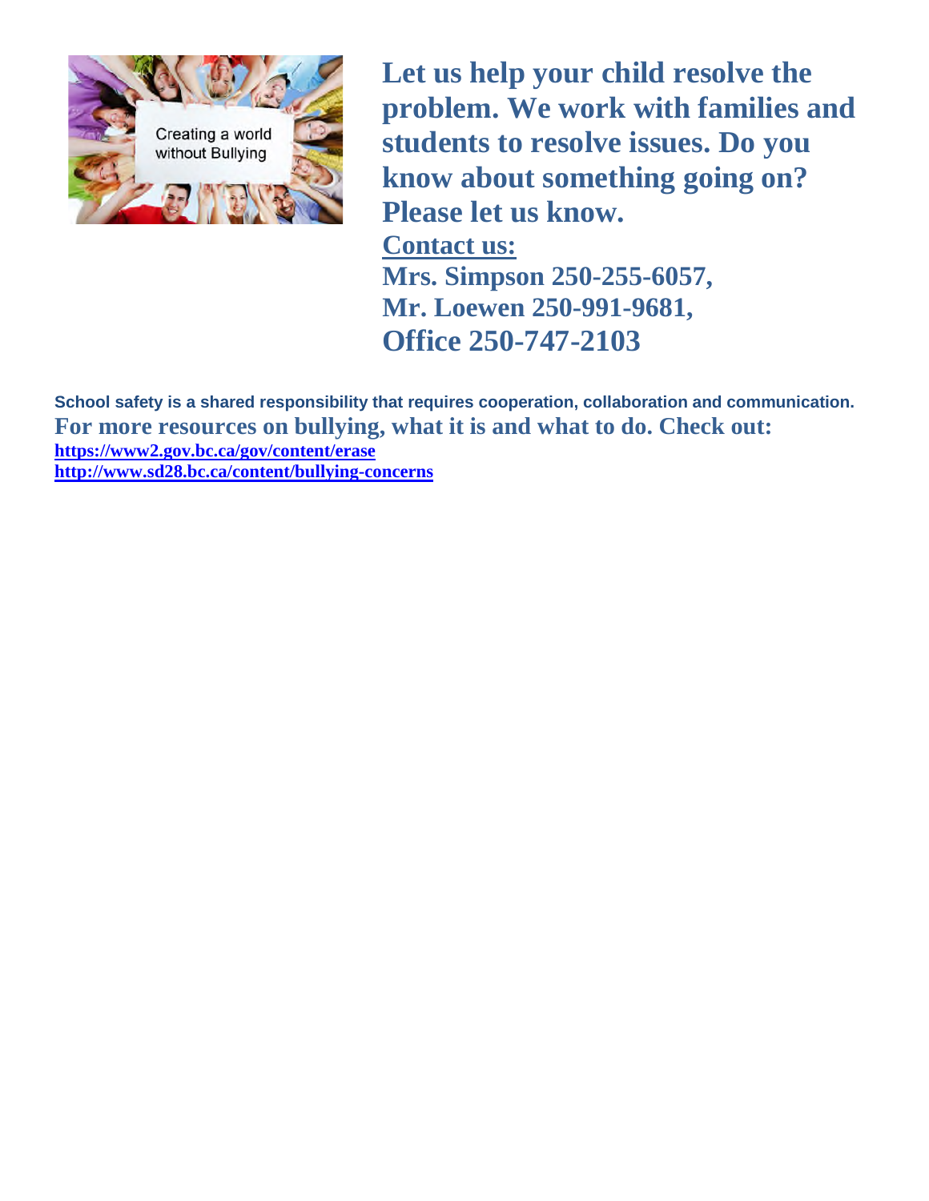**Let us help your child resolve the problem. We work with families and students to resolve issues. Do you know about something going on? Please let us know.**

**Contact us:**

**Mrs. Simpson 250-255-6057,**
**Mr. Loewen 250-991-9681,**
**Office 250-747-2103**

**School safety is a shared responsibility that requires cooperation, collaboration and communication.**

**For more resources on bullying, what it is and what to do. Check out:**

**https://www2.gov.bc.ca/gov/content/erase**
**http://www.sd28.bc.ca/content/bullying-concerns**